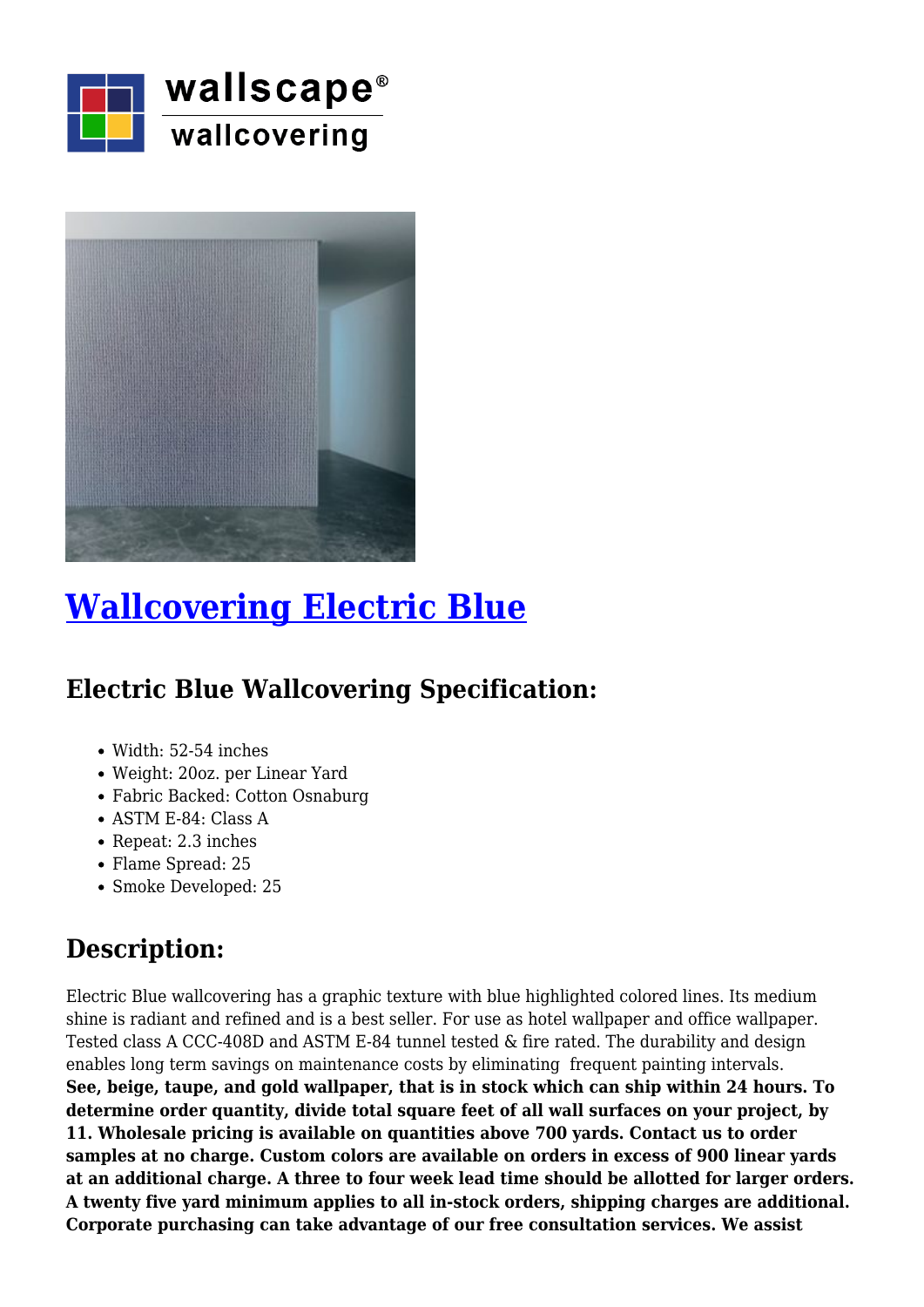# Wallcovering Electric Blue

## Electric Blue Wallcovering Specification:

- Width: 52-54 inches
- Weight: 20oz. per Linear Yard
- Fabric Backed: Cotton Osnaburg
- ASTM E-84: Class A
- Repeat: 2.3 inches
- Flame Spread: 25
- Smoke Developed: 25

## Description:

Electric Blue wallcovering has a graphic texture with blue highlighted colored lines. Its medium shine is radiant and refined and is a best seller. For use as hotel wallpaper and office wallpaper. Tested class A CCC-408D and ASTM E-84 tunnel tested & fire rated. The durability and design enables long term savings on maintenance costs by eliminating frequent painting intervals. **See, beige, taupe, and gold wallpaper, that is in stock which can ship within 24 hours. To determine order quantity, divide total square feet of all wall surfaces on your project, by 11. Wholesale pricing is available on quantities above 700 yards. Contact us to order samples at no charge. Custom colors are available on orders in excess of 900 linear yards at an additional charge. A three to four week lead time should be allotted for larger orders. A twenty five yard minimum applies to all in-stock orders, shipping charges are additional. Corporate purchasing can take advantage of our free consultation services. We assist**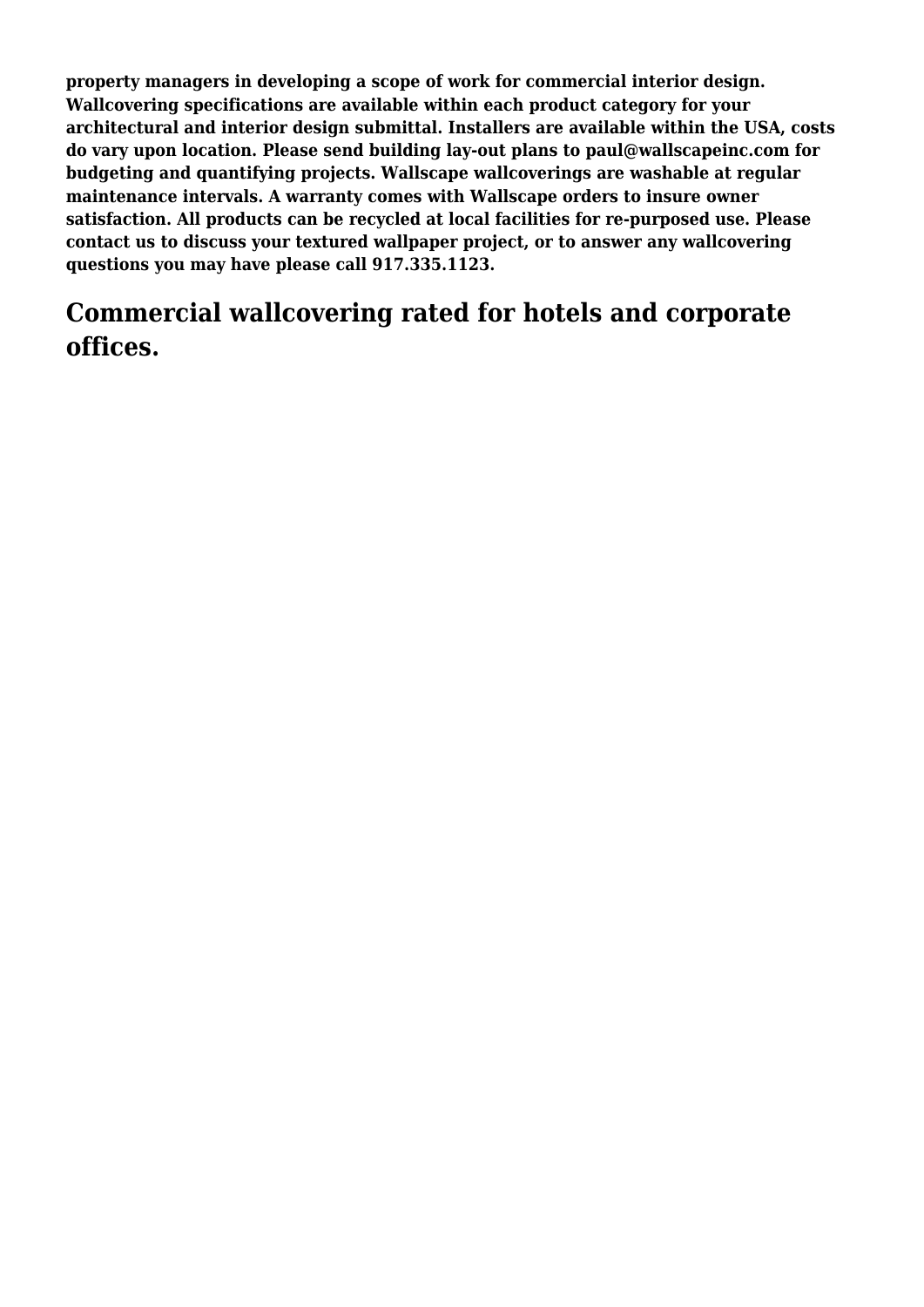**property managers in developing a scope of work for commercial interior design. Wallcovering specifications are available within each product category for your architectural and interior design submittal. Installers are available within the USA, costs do vary upon location. Please send building lay-out plans to paul@wallscapeinc.com for budgeting and quantifying projects. Wallscape wallcoverings are washable at regular maintenance intervals. A warranty comes with Wallscape orders to insure owner satisfaction. All products can be recycled at local facilities for re-purposed use. Please contact us to discuss your textured wallpaper project, or to answer any wallcovering questions you may have please call 917.335.1123.**

## Commercial wallcovering rated for hotels and corporate offices.